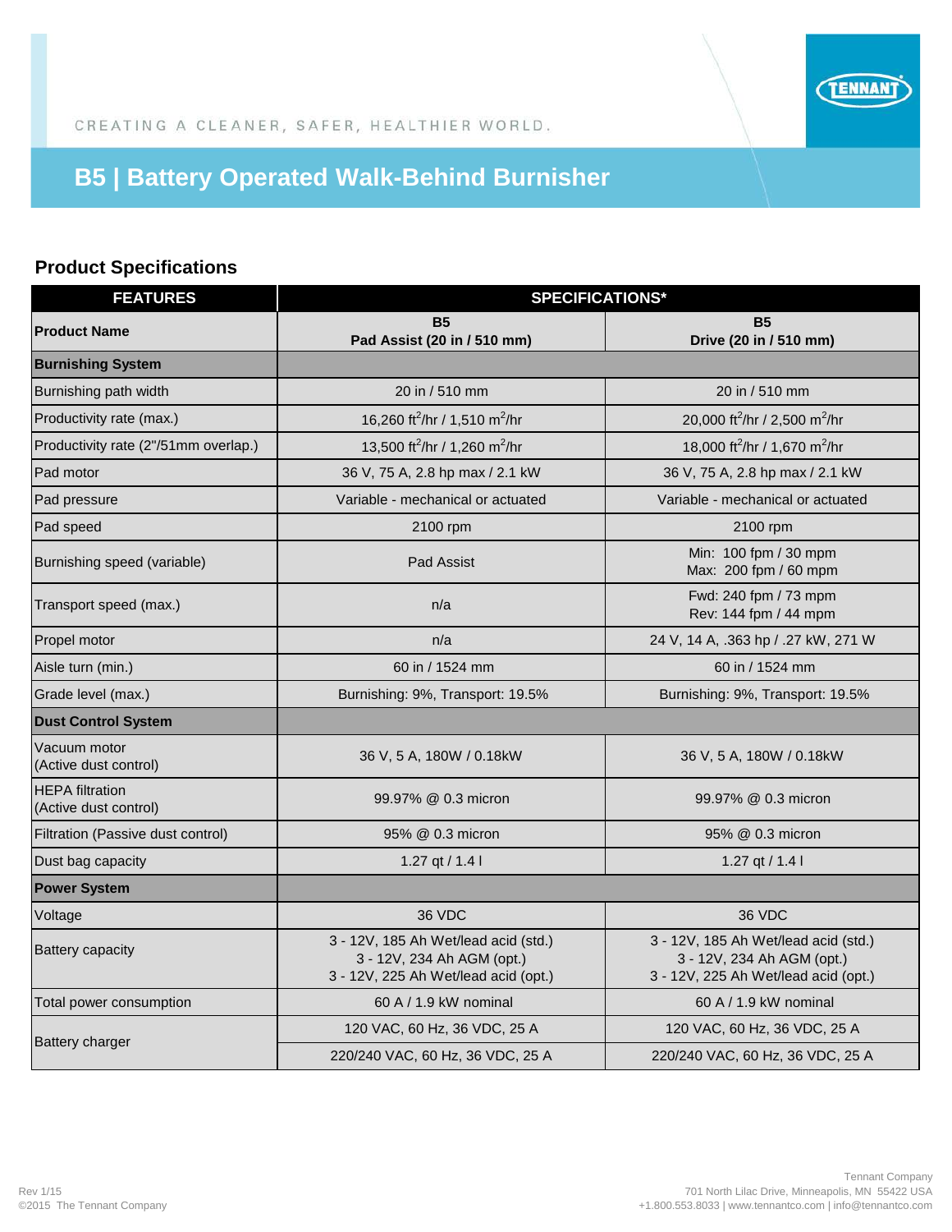CREATING A CLEANER, SAFER, HEALTHIER WORLD.

# B5 | Battery Operated Walk-Behind Burnisher

## Product Specifications

| FEATURES | SPECIFICATIONS* | |
|---|---|---|
| **Product Name** | **B5 Pad Assist (20 in / 510 mm)** | **B5 Drive (20 in / 510 mm)** |
| **Burnishing System** | | |
| Burnishing path width | 20 in / 510 mm | 20 in / 510 mm |
| Productivity rate (max.) | 16,260 $ft^2$/hr / 1,510 $m^2$/hr | 20,000 $ft^2$/hr / 2,500 $m^2$/hr |
| Productivity rate (2"/51mm overlap.) | 13,500 $ft^2$/hr / 1,260 $m^2$/hr | 18,000 $ft^2$/hr / 1,670 $m^2$/hr |
| Pad motor | 36 V, 75 A, 2.8 hp max / 2.1 kW | 36 V, 75 A, 2.8 hp max / 2.1 kW |
| Pad pressure | Variable - mechanical or actuated | Variable - mechanical or actuated |
| Pad speed | 2100 rpm | 2100 rpm |
| Burnishing speed (variable) | Pad Assist | Min: 100 fpm / 30 mpm<br>Max: 200 fpm / 60 mpm |
| Transport speed (max.) | n/a | Fwd: 240 fpm / 73 mpm<br>Rev: 144 fpm / 44 mpm |
| Propel motor | n/a | 24 V, 14 A, .363 hp / .27 kW, 271 W |
| Aisle turn (min.) | 60 in / 1524 mm | 60 in / 1524 mm |
| Grade level (max.) | Burnishing: 9%, Transport: 19.5% | Burnishing: 9%, Transport: 19.5% |
| **Dust Control System** | | |
| Vacuum motor (Active dust control) | 36 V, 5 A, 180W / 0.18kW | 36 V, 5 A, 180W / 0.18kW |
| HEPA filtration (Active dust control) | 99.97% @ 0.3 micron | 99.97% @ 0.3 micron |
| Filtration (Passive dust control) | 95% @ 0.3 micron | 95% @ 0.3 micron |
| Dust bag capacity | 1.27 qt / 1.4 l | 1.27 qt / 1.4 l |
| **Power System** | | |
| Voltage | 36 VDC | 36 VDC |
| Battery capacity | 3 - 12V, 185 Ah Wet/lead acid (std.)<br>3 - 12V, 234 Ah AGM (opt.)<br>3 - 12V, 225 Ah Wet/lead acid (opt.) | 3 - 12V, 185 Ah Wet/lead acid (std.)<br>3 - 12V, 234 Ah AGM (opt.)<br>3 - 12V, 225 Ah Wet/lead acid (opt.) |
| Total power consumption | 60 A / 1.9 kW nominal | 60 A / 1.9 kW nominal |
| Battery charger | 120 VAC, 60 Hz, 36 VDC, 25 A | 120 VAC, 60 Hz, 36 VDC, 25 A |
| | 220/240 VAC, 60 Hz, 36 VDC, 25 A | 220/240 VAC, 60 Hz, 36 VDC, 25 A |

Rev 1/15
©2015 The Tennant Company

Tennant Company
701 North Lilac Drive, Minneapolis, MN 55422 USA
+1.800.553.8033 | www.tennantco.com | info@tennantco.com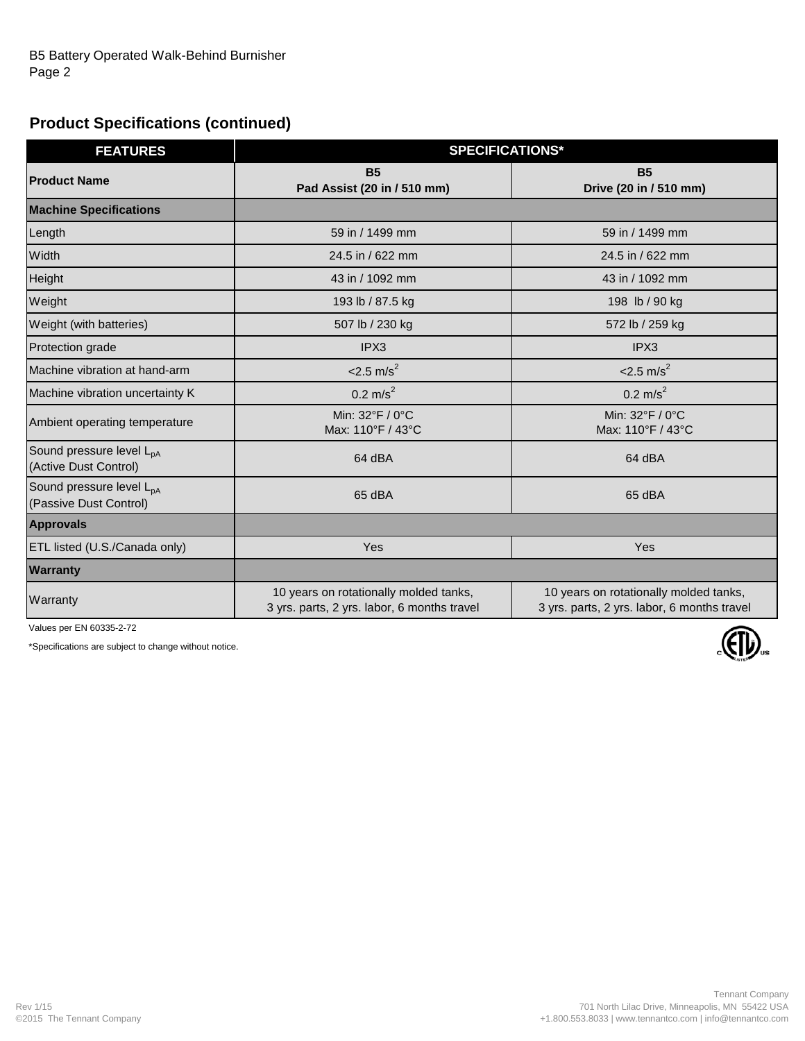B5 Battery Operated Walk-Behind Burnisher
Page 2

## Product Specifications (continued)

| FEATURES | SPECIFICATIONS* | |
|---|---|---|
| **Product Name** | **B5 Pad Assist (20 in / 510 mm)** | **B5 Drive (20 in / 510 mm)** |
| **Machine Specifications** | | |
| Length | 59 in / 1499 mm | 59 in / 1499 mm |
| Width | 24.5 in / 622 mm | 24.5 in / 622 mm |
| Height | 43 in / 1092 mm | 43 in / 1092 mm |
| Weight | 193 lb / 87.5 kg | 198 lb / 90 kg |
| Weight (with batteries) | 507 lb / 230 kg | 572 lb / 259 kg |
| Protection grade | IPX3 | IPX3 |
| Machine vibration at hand-arm | <2.5 $m/s^2$ | <2.5 $m/s^2$ |
| Machine vibration uncertainty K | 0.2 $m/s^2$ | 0.2 $m/s^2$ |
| Ambient operating temperature | Min: 32°F / 0°C Max: 110°F / 43°C | Min: 32°F / 0°C Max: 110°F / 43°C |
| Sound pressure level $L_{pA}$ (Active Dust Control) | 64 dBA | 64 dBA |
| Sound pressure level $L_{pA}$ (Passive Dust Control) | 65 dBA | 65 dBA |
| **Approvals** | | |
| ETL listed (U.S./Canada only) | Yes | Yes |
| **Warranty** | | |
| Warranty | 10 years on rotationally molded tanks, 3 yrs. parts, 2 yrs. labor, 6 months travel | 10 years on rotationally molded tanks, 3 yrs. parts, 2 yrs. labor, 6 months travel |

Values per EN 60335-2-72

*Specifications are subject to change without notice.

Rev 1/15
©2015 The Tennant Company

Tennant Company
701 North Lilac Drive, Minneapolis, MN 55422 USA
+1.800.553.8033 | www.tennantco.com | info@tennantco.com